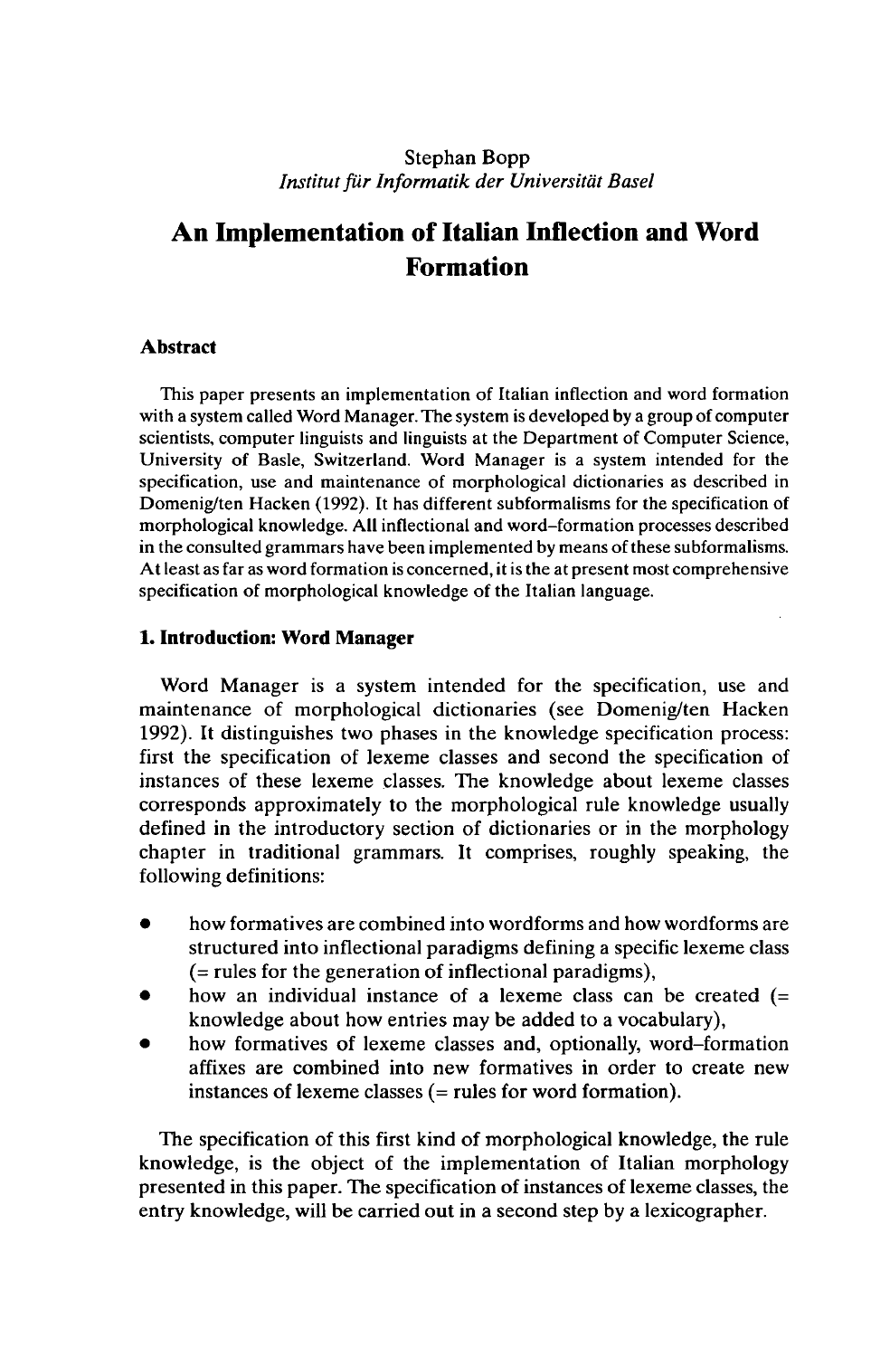Stephan Bopp
*Institut für Informatik der Universität Basel*

# An Implementation of Italian Inflection and Word Formation

## Abstract

This paper presents an implementation of Italian inflection and word formation with a system called Word Manager. The system is developed by a group of computer scientists, computer linguists and linguists at the Department of Computer Science, University of Basle, Switzerland. Word Manager is a system intended for the specification, use and maintenance of morphological dictionaries as described in Domenig/ten Hacken (1992). It has different subformalisms for the specification of morphological knowledge. All inflectional and word-formation processes described in the consulted grammars have been implemented by means of these subformalisms. At least as far as word formation is concerned, it is the at present most comprehensive specification of morphological knowledge of the Italian language.

## 1. Introduction: Word Manager

Word Manager is a system intended for the specification, use and maintenance of morphological dictionaries (see Domenig/ten Hacken 1992). It distinguishes two phases in the knowledge specification process: first the specification of lexeme classes and second the specification of instances of these lexeme classes. The knowledge about lexeme classes corresponds approximately to the morphological rule knowledge usually defined in the introductory section of dictionaries or in the morphology chapter in traditional grammars. It comprises, roughly speaking, the following definitions:

- how formatives are combined into wordforms and how wordforms are structured into inflectional paradigms defining a specific lexeme class (= rules for the generation of inflectional paradigms),
- how an individual instance of a lexeme class can be created (= knowledge about how entries may be added to a vocabulary),
- how formatives of lexeme classes and, optionally, word-formation affixes are combined into new formatives in order to create new instances of lexeme classes (= rules for word formation).

The specification of this first kind of morphological knowledge, the rule knowledge, is the object of the implementation of Italian morphology presented in this paper. The specification of instances of lexeme classes, the entry knowledge, will be carried out in a second step by a lexicographer.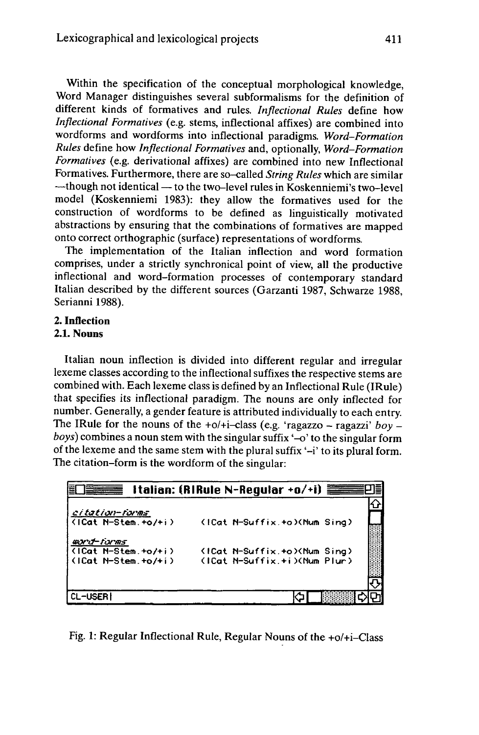Within the specification of the conceptual morphological knowledge, Word Manager distinguishes several subformalisms for the definition of different kinds of formatives and rules. *Inflectional Rules* define how *Inflectional Formatives* (e.g. stems, inflectional affixes) are combined into wordforms and wordforms into inflectional paradigms. *Word–Formation Rules* define how *Inflectional Formatives* and, optionally, *Word–Formation Formatives* (e.g. derivational affixes) are combined into new Inflectional Formatives. Furthermore, there are so–called *String Rules* which are similar —though not identical — to the two–level rules in Koskenniemi's two–level model (Koskenniemi 1983): they allow the formatives used for the construction of wordforms to be defined as linguistically motivated abstractions by ensuring that the combinations of formatives are mapped onto correct orthographic (surface) representations of wordforms.

The implementation of the Italian inflection and word formation comprises, under a strictly synchronical point of view, all the productive inflectional and word–formation processes of contemporary standard Italian described by the different sources (Garzanti 1987, Schwarze 1988, Serianni 1988).

## 2. Inflection

### 2.1. Nouns

Italian noun inflection is divided into different regular and irregular lexeme classes according to the inflectional suffixes the respective stems are combined with. Each lexeme class is defined by an Inflectional Rule (IRule) that specifies its inflectional paradigm. The nouns are only inflected for number. Generally, a gender feature is attributed individually to each entry. The IRule for the nouns of the +o/+i–class (e.g. 'ragazzo – ragazzi' *boy – boys*) combines a noun stem with the singular suffix '–o' to the singular form of the lexeme and the same stem with the plural suffix '–i' to its plural form. The citation–form is the wordform of the singular:

```
Italian: (RIRule N-Regular +o/+i)

citation-forms
(ICat N-Stem.+o/+i)      (ICat N-Suffix.+o)(Num Sing)

word-forms
(ICat N-Stem.+o/+i)      (ICat N-Suffix.+o)(Num Sing)
(ICat N-Stem.+o/+i)      (ICat N-Suffix.+i)(Num Plur)

CL-USER
```

Fig. 1: Regular Inflectional Rule, Regular Nouns of the +o/+i–Class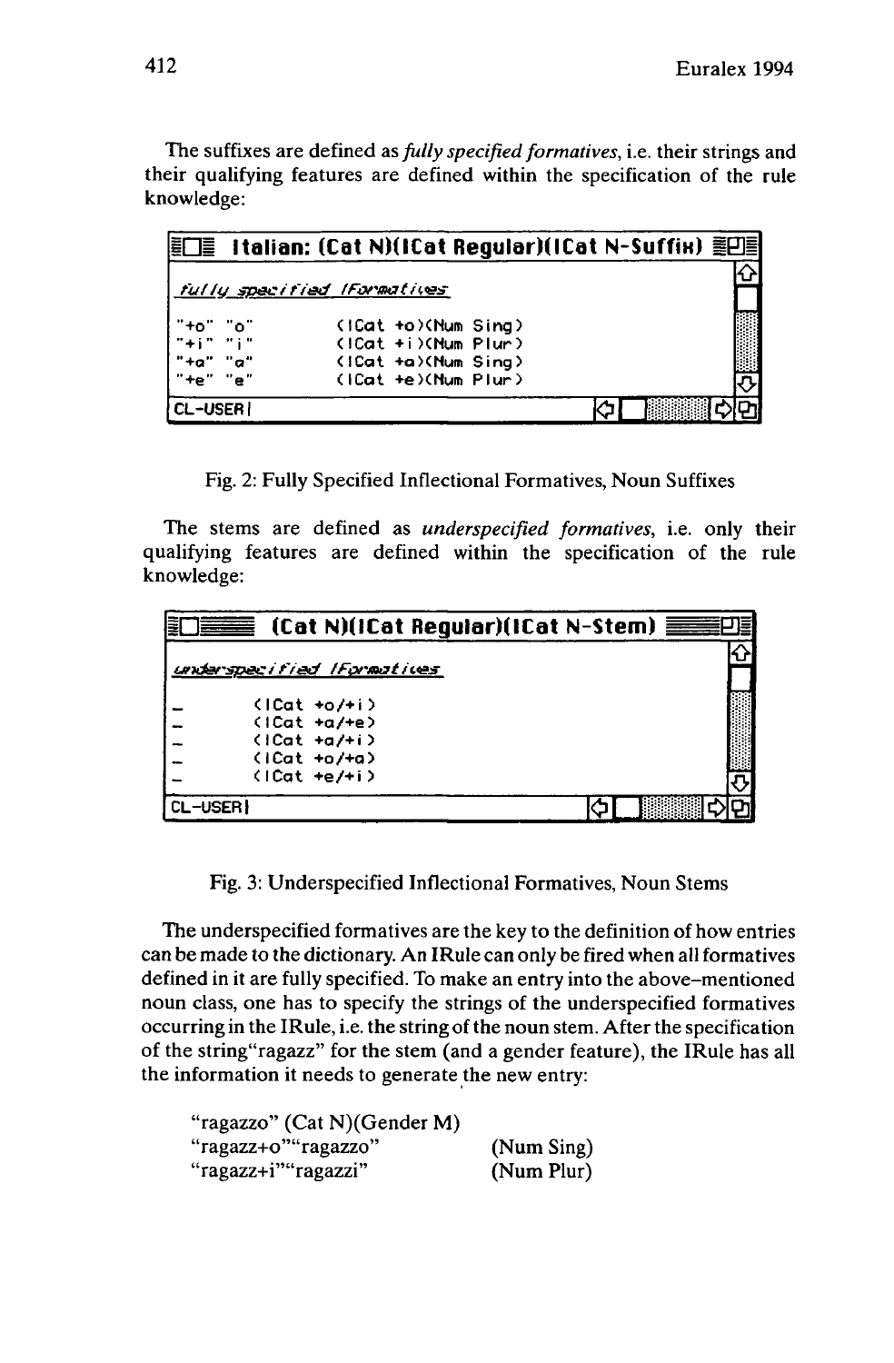The suffixes are defined as *fully specified formatives*, i.e. their strings and their qualifying features are defined within the specification of the rule knowledge:

```
Italian: (Cat N)(ICat Regular)(ICat N-Suffix)

fully specified IFormatives

"+o" "o"        (ICat +o)(Num Sing)
"+i" "i"        (ICat +i)(Num Plur)
"+a" "a"        (ICat +a)(Num Sing)
"+e" "e"        (ICat +e)(Num Plur)

CL-USER|
```

Fig. 2: Fully Specified Inflectional Formatives, Noun Suffixes

The stems are defined as *underspecified formatives*, i.e. only their qualifying features are defined within the specification of the rule knowledge:

```
(Cat N)(ICat Regular)(ICat N-Stem)

underspecified IFormatives

-       (ICat +o/+i)
-       (ICat +a/+e)
-       (ICat +a/+i)
-       (ICat +o/+a)
-       (ICat +e/+i)

CL-USER|
```

Fig. 3: Underspecified Inflectional Formatives, Noun Stems

The underspecified formatives are the key to the definition of how entries can be made to the dictionary. An IRule can only be fired when all formatives defined in it are fully specified. To make an entry into the above-mentioned noun class, one has to specify the strings of the underspecified formatives occurring in the IRule, i.e. the string of the noun stem. After the specification of the string"ragazz" for the stem (and a gender feature), the IRule has all the information it needs to generate the new entry:

| | |
|---|---|
| "ragazzo" (Cat N)(Gender M) | |
| "ragazz+o""ragazzo" | (Num Sing) |
| "ragazz+i""ragazzi" | (Num Plur) |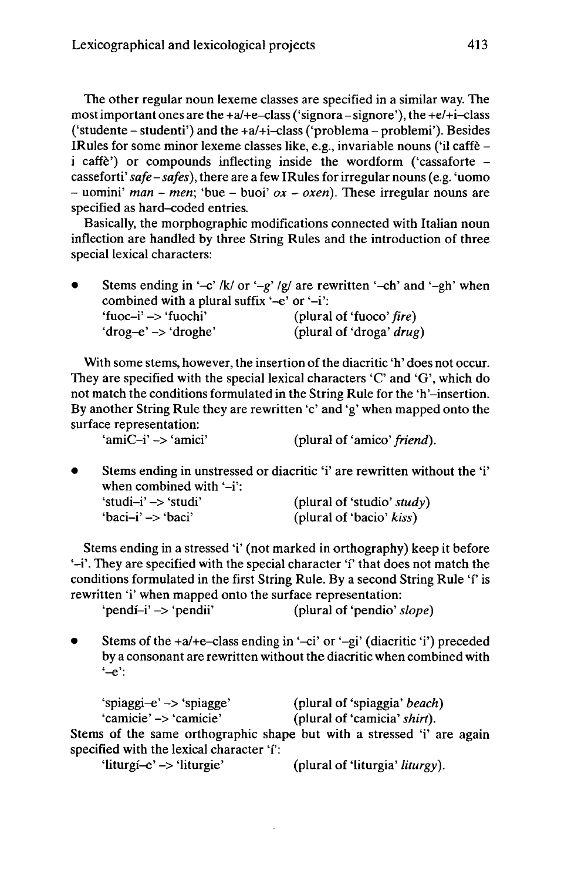The other regular noun lexeme classes are specified in a similar way. The most important ones are the +a/+e–class ('signora – signore'), the +e/+i–class ('studente – studenti') and the +a/+i–class ('problema – problemi'). Besides IRules for some minor lexeme classes like, e.g., invariable nouns ('il caffè – i caffè') or compounds inflecting inside the wordform ('cassaforte – casseforti' *safe – safes*), there are a few IRules for irregular nouns (e.g. 'uomo – uomini' *man – men*; 'bue – buoi' *ox – oxen*). These irregular nouns are specified as hard–coded entries.

Basically, the morphographic modifications connected with Italian noun inflection are handled by three String Rules and the introduction of three special lexical characters:

- Stems ending in '–c' /k/ or '–g' /g/ are rewritten '–ch' and '–gh' when combined with a plural suffix '–e' or '–i':

  'fuoc–i' –> 'fuochi' (plural of 'fuoco' *fire*)
  'drog–e' –> 'droghe' (plural of 'droga' *drug*)

With some stems, however, the insertion of the diacritic 'h' does not occur. They are specified with the special lexical characters 'C' and 'G', which do not match the conditions formulated in the String Rule for the 'h'–insertion. By another String Rule they are rewritten 'c' and 'g' when mapped onto the surface representation:

'amiC–i' –> 'amici' (plural of 'amico' *friend*).

- Stems ending in unstressed or diacritic 'i' are rewritten without the 'i' when combined with '–i':

  'studi–i' –> 'studi' (plural of 'studio' *study*)
  'baci–i' –> 'baci' (plural of 'bacio' *kiss*)

Stems ending in a stressed 'i' (not marked in orthography) keep it before '–i'. They are specified with the special character 'í' that does not match the conditions formulated in the first String Rule. By a second String Rule 'í' is rewritten 'i' when mapped onto the surface representation:

'pendí–i' –> 'pendii' (plural of 'pendio' *slope*)

- Stems of the +a/+e–class ending in '–ci' or '–gi' (diacritic 'i') preceded by a consonant are rewritten without the diacritic when combined with '–e':

  'spiaggi–e' –> 'spiagge' (plural of 'spiaggia' *beach*)
  'camicie' –> 'camicie' (plural of 'camicia' *shirt*).

Stems of the same orthographic shape but with a stressed 'i' are again specified with the lexical character 'í':

'liturgí–e' –> 'liturgie' (plural of 'liturgia' *liturgy*).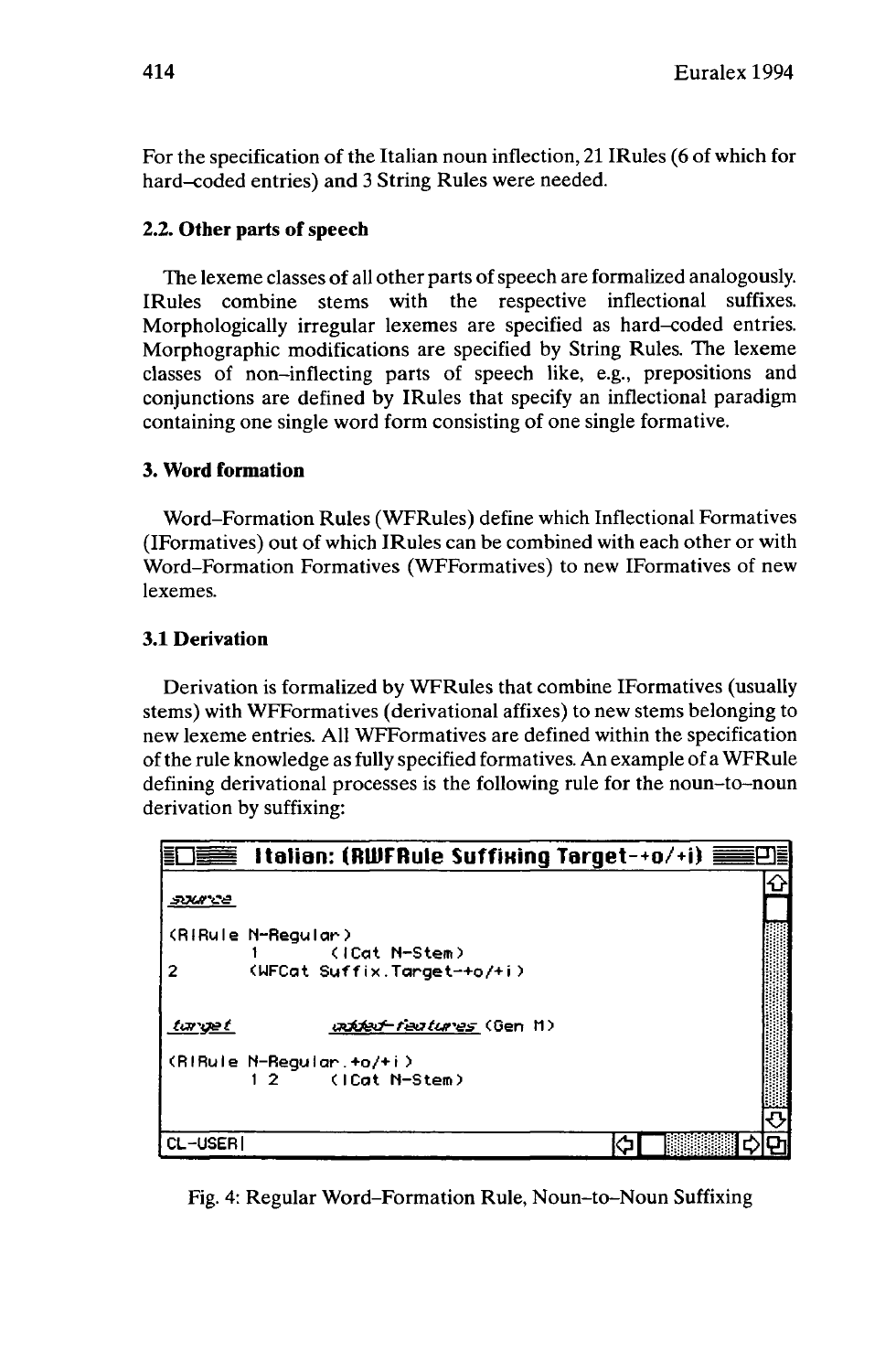For the specification of the Italian noun inflection, 21 IRules (6 of which for hard-coded entries) and 3 String Rules were needed.

### 2.2. Other parts of speech

The lexeme classes of all other parts of speech are formalized analogously. IRules combine stems with the respective inflectional suffixes. Morphologically irregular lexemes are specified as hard-coded entries. Morphographic modifications are specified by String Rules. The lexeme classes of non-inflecting parts of speech like, e.g., prepositions and conjunctions are defined by IRules that specify an inflectional paradigm containing one single word form consisting of one single formative.

## 3. Word formation

Word-Formation Rules (WFRules) define which Inflectional Formatives (IFormatives) out of which IRules can be combined with each other or with Word-Formation Formatives (WFFormatives) to new IFormatives of new lexemes.

### 3.1 Derivation

Derivation is formalized by WFRules that combine IFormatives (usually stems) with WFFormatives (derivational affixes) to new stems belonging to new lexeme entries. All WFFormatives are defined within the specification of the rule knowledge as fully specified formatives. An example of a WFRule defining derivational processes is the following rule for the noun-to-noun derivation by suffixing:

```
Italian: (RWFRule Suffixing Target-+o/+i)

source

(RIRule N-Regular)
        1       (ICat N-Stem)
2       (WFCat Suffix.Target-+o/+i)


target              added-features (Gen M)

(RIRule N-Regular.+o/+i)
        1 2     (ICat N-Stem)

CL-USER
```

Fig. 4: Regular Word-Formation Rule, Noun-to-Noun Suffixing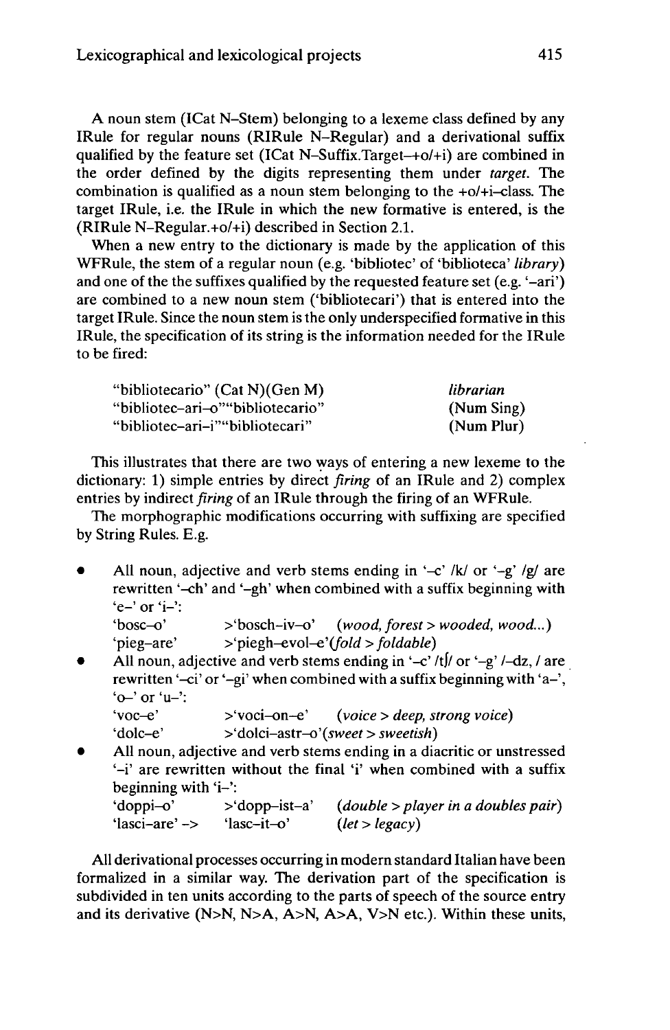A noun stem (ICat N–Stem) belonging to a lexeme class defined by any IRule for regular nouns (RIRule N–Regular) and a derivational suffix qualified by the feature set (ICat N–Suffix.Target–+o/+i) are combined in the order defined by the digits representing them under *target*. The combination is qualified as a noun stem belonging to the +o/+i–class. The target IRule, i.e. the IRule in which the new formative is entered, is the (RIRule N–Regular.+o/+i) described in Section 2.1.

When a new entry to the dictionary is made by the application of this WFRule, the stem of a regular noun (e.g. 'bibliotec' of 'biblioteca' *library*) and one of the the suffixes qualified by the requested feature set (e.g. '–ari') are combined to a new noun stem ('bibliotecari') that is entered into the target IRule. Since the noun stem is the only underspecified formative in this IRule, the specification of its string is the information needed for the IRule to be fired:

| | |
|---|---|
| "bibliotecario" (Cat N)(Gen M) | *librarian* |
| "bibliotec–ari–o""bibliotecario" | (Num Sing) |
| "bibliotec–ari–i""bibliotecari" | (Num Plur) |

This illustrates that there are two ways of entering a new lexeme to the dictionary: 1) simple entries by direct *firing* of an IRule and 2) complex entries by indirect *firing* of an IRule through the firing of an WFRule.

The morphographic modifications occurring with suffixing are specified by String Rules. E.g.

- All noun, adjective and verb stems ending in '–c' /k/ or '–g' /g/ are rewritten '–ch' and '–gh' when combined with a suffix beginning with 'e–' or 'i–':
  'bosc–o' >'bosch–iv–o' (*wood, forest > wooded, wood...*)
  'pieg–are' >'piegh–evol–e'(*fold > foldable*)
- All noun, adjective and verb stems ending in '–c' /tʃ/ or '–g' /–dz, / are rewritten '–ci' or '–gi' when combined with a suffix beginning with 'a–', 'o–' or 'u–':
  'voc–e' >'voci–on–e' (*voice > deep, strong voice*)
  'dolc–e' >'dolci–astr–o'(*sweet > sweetish*)
- All noun, adjective and verb stems ending in a diacritic or unstressed '–i' are rewritten without the final 'i' when combined with a suffix beginning with 'i–':
  'doppi–o' >'dopp–ist–a' (*double > player in a doubles pair*)
  'lasci–are' –> 'lasc–it–o' (*let > legacy*)

All derivational processes occurring in modern standard Italian have been formalized in a similar way. The derivation part of the specification is subdivided in ten units according to the parts of speech of the source entry and its derivative (N>N, N>A, A>N, A>A, V>N etc.). Within these units,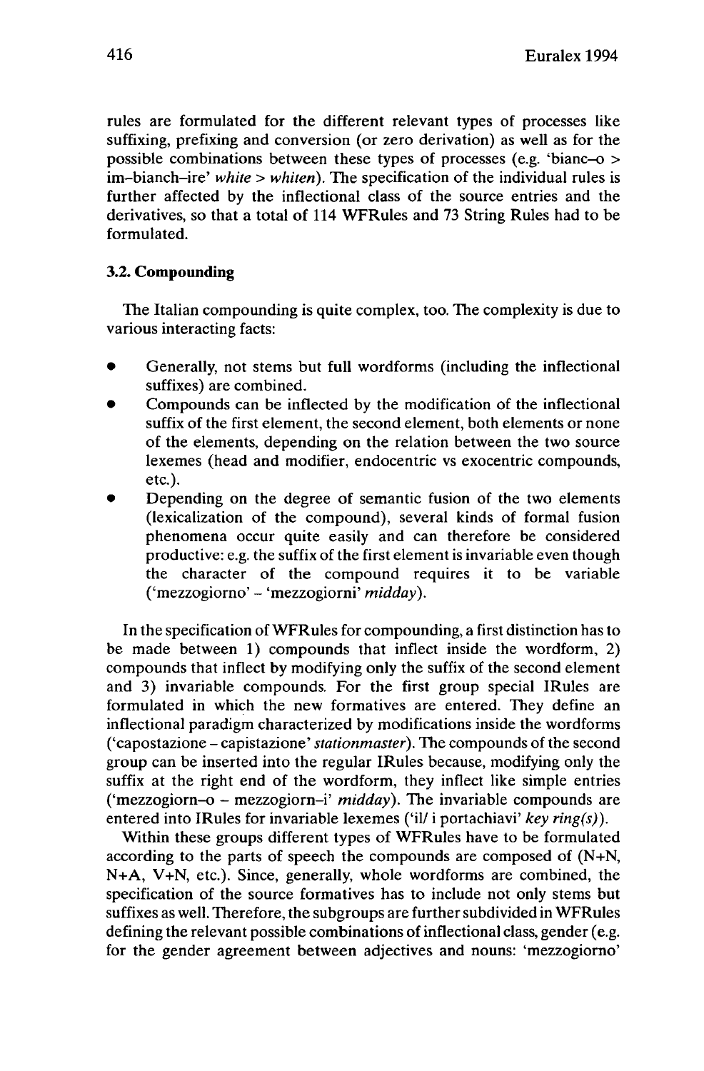rules are formulated for the different relevant types of processes like suffixing, prefixing and conversion (or zero derivation) as well as for the possible combinations between these types of processes (e.g. 'bianc–o > im–bianch–ire' *white > whiten*). The specification of the individual rules is further affected by the inflectional class of the source entries and the derivatives, so that a total of 114 WFRules and 73 String Rules had to be formulated.

### 3.2. Compounding

The Italian compounding is quite complex, too. The complexity is due to various interacting facts:

- Generally, not stems but full wordforms (including the inflectional suffixes) are combined.
- Compounds can be inflected by the modification of the inflectional suffix of the first element, the second element, both elements or none of the elements, depending on the relation between the two source lexemes (head and modifier, endocentric vs exocentric compounds, etc.).
- Depending on the degree of semantic fusion of the two elements (lexicalization of the compound), several kinds of formal fusion phenomena occur quite easily and can therefore be considered productive: e.g. the suffix of the first element is invariable even though the character of the compound requires it to be variable ('mezzogiorno' – 'mezzogiorni' *midday*).

In the specification of WFRules for compounding, a first distinction has to be made between 1) compounds that inflect inside the wordform, 2) compounds that inflect by modifying only the suffix of the second element and 3) invariable compounds. For the first group special IRules are formulated in which the new formatives are entered. They define an inflectional paradigm characterized by modifications inside the wordforms ('capostazione – capistazione' *stationmaster*). The compounds of the second group can be inserted into the regular IRules because, modifying only the suffix at the right end of the wordform, they inflect like simple entries ('mezzogiorn–o – mezzogiorn–i' *midday*). The invariable compounds are entered into IRules for invariable lexemes ('il/ i portachiavi' *key ring(s)*).

Within these groups different types of WFRules have to be formulated according to the parts of speech the compounds are composed of (N+N, N+A, V+N, etc.). Since, generally, whole wordforms are combined, the specification of the source formatives has to include not only stems but suffixes as well. Therefore, the subgroups are further subdivided in WFRules defining the relevant possible combinations of inflectional class, gender (e.g. for the gender agreement between adjectives and nouns: 'mezzogiorno'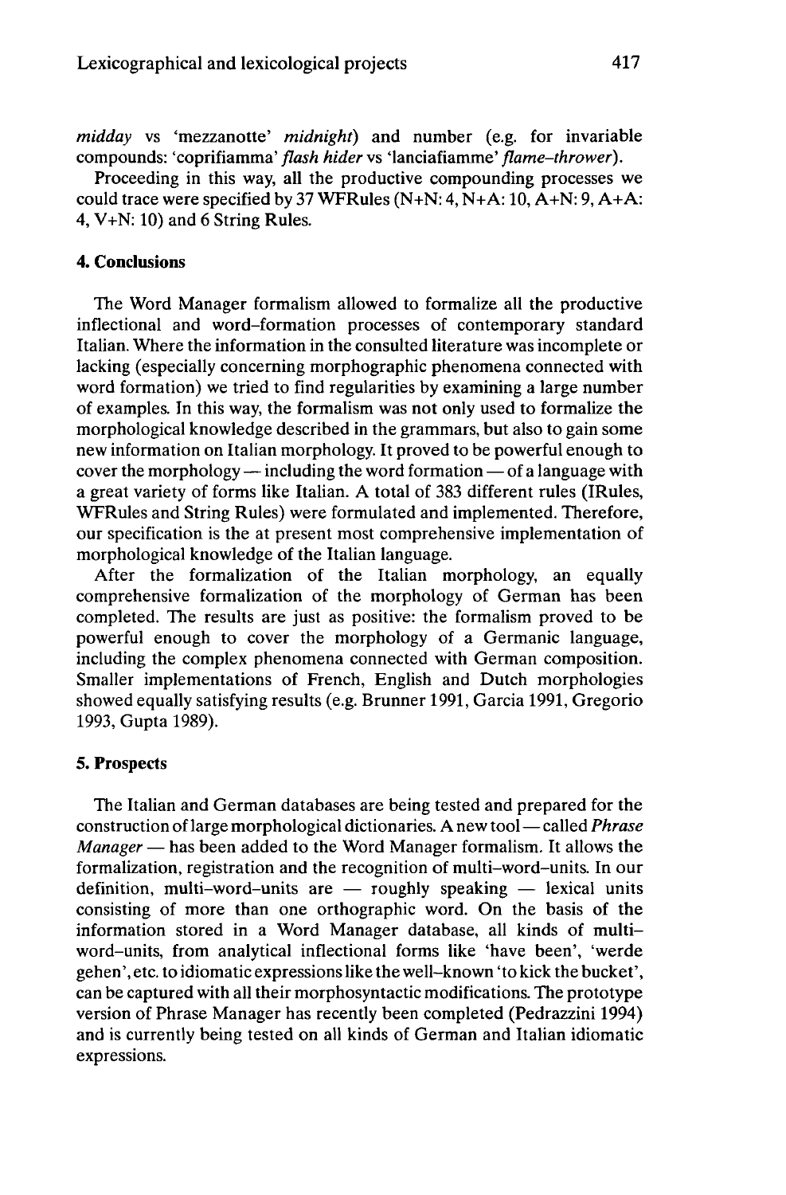*midday* vs 'mezzanotte' *midnight*) and number (e.g. for invariable compounds: 'coprifiamma' *flash hider* vs 'lanciafiamme' *flame–thrower*).

Proceeding in this way, all the productive compounding processes we could trace were specified by 37 WFRules (N+N: 4, N+A: 10, A+N: 9, A+A: 4, V+N: 10) and 6 String Rules.

## 4. Conclusions

The Word Manager formalism allowed to formalize all the productive inflectional and word–formation processes of contemporary standard Italian. Where the information in the consulted literature was incomplete or lacking (especially concerning morphographic phenomena connected with word formation) we tried to find regularities by examining a large number of examples. In this way, the formalism was not only used to formalize the morphological knowledge described in the grammars, but also to gain some new information on Italian morphology. It proved to be powerful enough to cover the morphology — including the word formation — of a language with a great variety of forms like Italian. A total of 383 different rules (IRules, WFRules and String Rules) were formulated and implemented. Therefore, our specification is the at present most comprehensive implementation of morphological knowledge of the Italian language.

After the formalization of the Italian morphology, an equally comprehensive formalization of the morphology of German has been completed. The results are just as positive: the formalism proved to be powerful enough to cover the morphology of a Germanic language, including the complex phenomena connected with German composition. Smaller implementations of French, English and Dutch morphologies showed equally satisfying results (e.g. Brunner 1991, Garcia 1991, Gregorio 1993, Gupta 1989).

## 5. Prospects

The Italian and German databases are being tested and prepared for the construction of large morphological dictionaries. A new tool — called *Phrase Manager* — has been added to the Word Manager formalism. It allows the formalization, registration and the recognition of multi–word–units. In our definition, multi–word–units are — roughly speaking — lexical units consisting of more than one orthographic word. On the basis of the information stored in a Word Manager database, all kinds of multi–word–units, from analytical inflectional forms like 'have been', 'werde gehen', etc. to idiomatic expressions like the well–known 'to kick the bucket', can be captured with all their morphosyntactic modifications. The prototype version of Phrase Manager has recently been completed (Pedrazzini 1994) and is currently being tested on all kinds of German and Italian idiomatic expressions.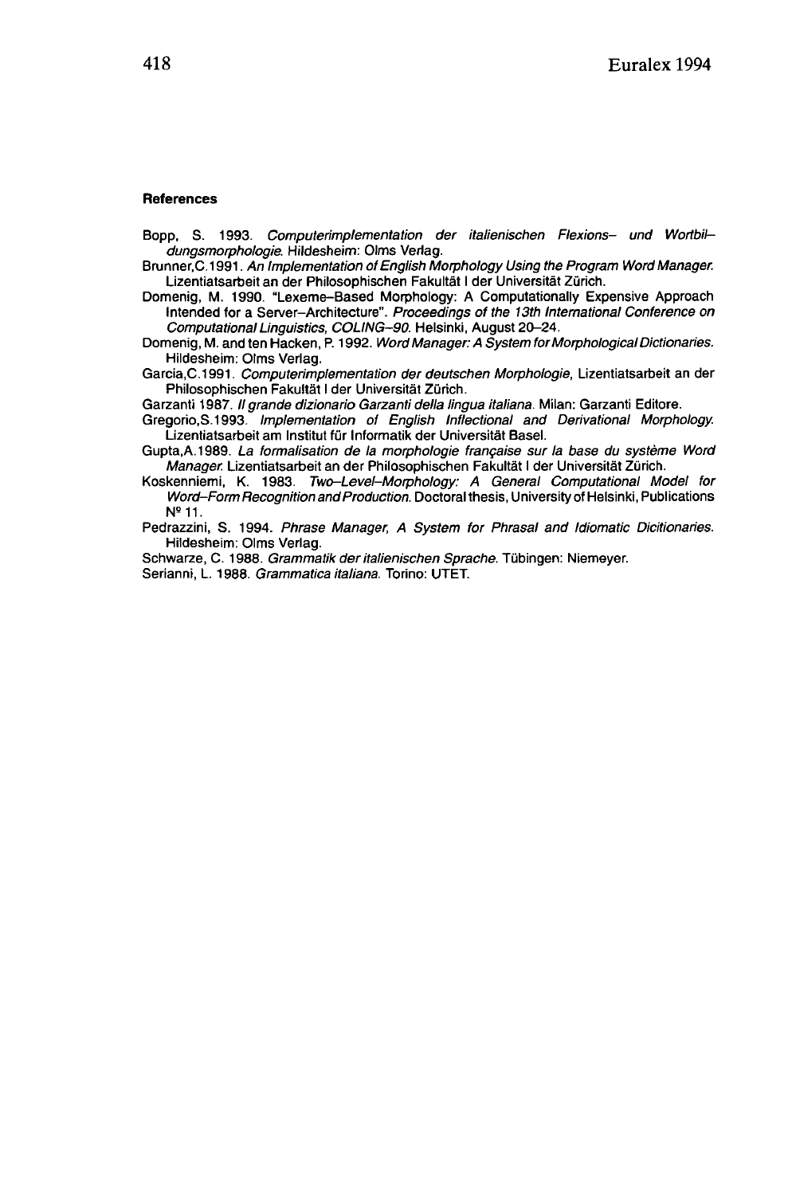### References

Bopp, S. 1993. *Computerimplementation der italienischen Flexions– und Wortbildungsmorphologie.* Hildesheim: Olms Verlag.

Brunner,C.1991. *An Implementation of English Morphology Using the Program Word Manager.* Lizentiatsarbeit an der Philosophischen Fakultät I der Universität Zürich.

Domenig, M. 1990. "Lexeme–Based Morphology: A Computationally Expensive Approach Intended for a Server–Architecture". *Proceedings of the 13th International Conference on Computational Linguistics, COLING–90.* Helsinki, August 20–24.

Domenig, M. and ten Hacken, P. 1992. *Word Manager: A System for Morphological Dictionaries.* Hildesheim: Olms Verlag.

Garcia,C.1991. *Computerimplementation der deutschen Morphologie,* Lizentiatsarbeit an der Philosophischen Fakultät I der Universität Zürich.

Garzanti 1987. *Il grande dizionario Garzanti della lingua italiana.* Milan: Garzanti Editore.

Gregorio,S.1993. *Implementation of English Inflectional and Derivational Morphology.* Lizentiatsarbeit am Institut für Informatik der Universität Basel.

Gupta,A.1989. *La formalisation de la morphologie française sur la base du système Word Manager.* Lizentiatsarbeit an der Philosophischen Fakultät I der Universität Zürich.

Koskenniemi, K. 1983. *Two–Level–Morphology: A General Computational Model for Word–Form Recognition and Production.* Doctoral thesis, University of Helsinki, Publications Nº 11.

Pedrazzini, S. 1994. *Phrase Manager, A System for Phrasal and Idiomatic Dicitionaries.* Hildesheim: Olms Verlag.

Schwarze, C. 1988. *Grammatik der italienischen Sprache.* Tübingen: Niemeyer.

Serianni, L. 1988. *Grammatica italiana.* Torino: UTET.